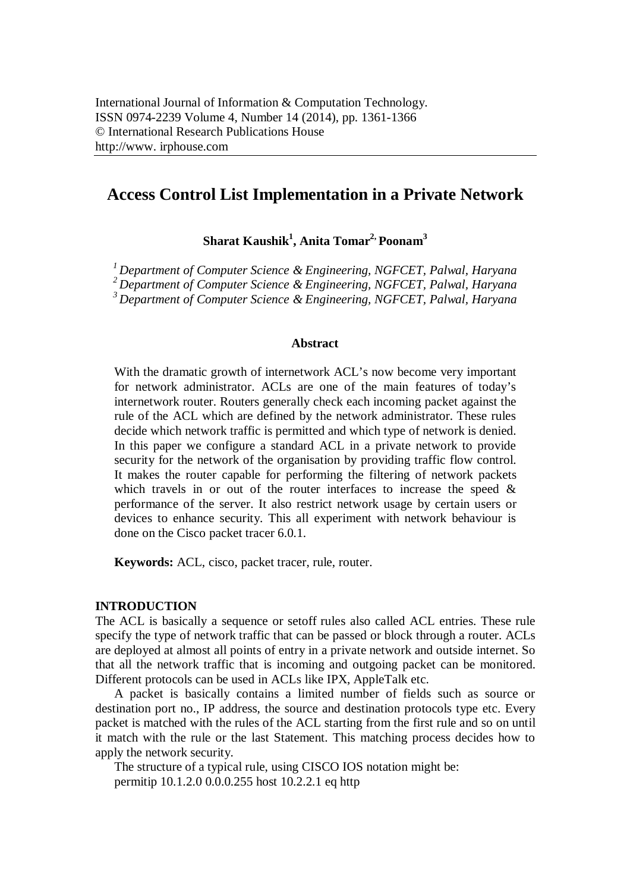International Journal of Information & Computation Technology.
ISSN 0974-2239 Volume 4, Number 14 (2014), pp. 1361-1366
© International Research Publications House
http://www. irphouse.com

# Access Control List Implementation in a Private Network

**Sharat Kaushik[1], Anita Tomar[2,] Poonam[3]**

*[1] Department of Computer Science & Engineering, NGFCET, Palwal, Haryana*
*[2] Department of Computer Science & Engineering, NGFCET, Palwal, Haryana*
*[3] Department of Computer Science & Engineering, NGFCET, Palwal, Haryana*

## Abstract

With the dramatic growth of internetwork ACL's now become very important for network administrator. ACLs are one of the main features of today's internetwork router. Routers generally check each incoming packet against the rule of the ACL which are defined by the network administrator. These rules decide which network traffic is permitted and which type of network is denied. In this paper we configure a standard ACL in a private network to provide security for the network of the organisation by providing traffic flow control. It makes the router capable for performing the filtering of network packets which travels in or out of the router interfaces to increase the speed & performance of the server. It also restrict network usage by certain users or devices to enhance security. This all experiment with network behaviour is done on the Cisco packet tracer 6.0.1.

**Keywords:** ACL, cisco, packet tracer, rule, router.

## INTRODUCTION

The ACL is basically a sequence or setoff rules also called ACL entries. These rule specify the type of network traffic that can be passed or block through a router. ACLs are deployed at almost all points of entry in a private network and outside internet. So that all the network traffic that is incoming and outgoing packet can be monitored. Different protocols can be used in ACLs like IPX, AppleTalk etc.

A packet is basically contains a limited number of fields such as source or destination port no., IP address, the source and destination protocols type etc. Every packet is matched with the rules of the ACL starting from the first rule and so on until it match with the rule or the last Statement. This matching process decides how to apply the network security.

The structure of a typical rule, using CISCO IOS notation might be:

permitip 10.1.2.0 0.0.0.255 host 10.2.2.1 eq http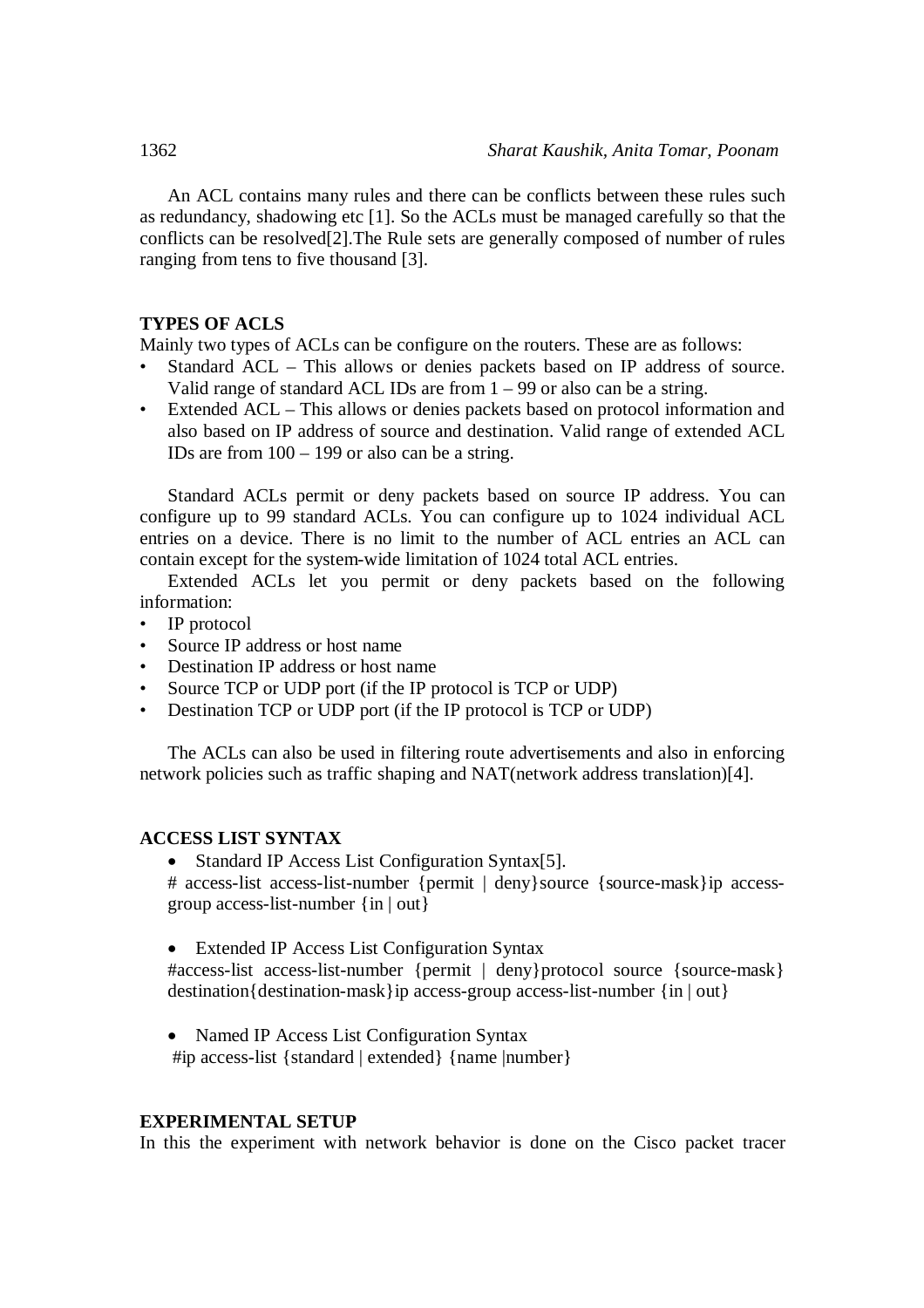An ACL contains many rules and there can be conflicts between these rules such as redundancy, shadowing etc [1]. So the ACLs must be managed carefully so that the conflicts can be resolved[2].The Rule sets are generally composed of number of rules ranging from tens to five thousand [3].

## TYPES OF ACLS

Mainly two types of ACLs can be configure on the routers. These are as follows:

- Standard ACL – This allows or denies packets based on IP address of source. Valid range of standard ACL IDs are from 1 – 99 or also can be a string.
- Extended ACL – This allows or denies packets based on protocol information and also based on IP address of source and destination. Valid range of extended ACL IDs are from 100 – 199 or also can be a string.

Standard ACLs permit or deny packets based on source IP address. You can configure up to 99 standard ACLs. You can configure up to 1024 individual ACL entries on a device. There is no limit to the number of ACL entries an ACL can contain except for the system-wide limitation of 1024 total ACL entries.

Extended ACLs let you permit or deny packets based on the following information:

- IP protocol
- Source IP address or host name
- Destination IP address or host name
- Source TCP or UDP port (if the IP protocol is TCP or UDP)
- Destination TCP or UDP port (if the IP protocol is TCP or UDP)

The ACLs can also be used in filtering route advertisements and also in enforcing network policies such as traffic shaping and NAT(network address translation)[4].

## ACCESS LIST SYNTAX

- Standard IP Access List Configuration Syntax[5].

  # access-list access-list-number {permit | deny}source {source-mask}ip access-group access-list-number {in | out}

- Extended IP Access List Configuration Syntax

  #access-list access-list-number {permit | deny}protocol source {source-mask} destination{destination-mask}ip access-group access-list-number {in | out}

- Named IP Access List Configuration Syntax

  #ip access-list {standard | extended} {name |number}

## EXPERIMENTAL SETUP

In this the experiment with network behavior is done on the Cisco packet tracer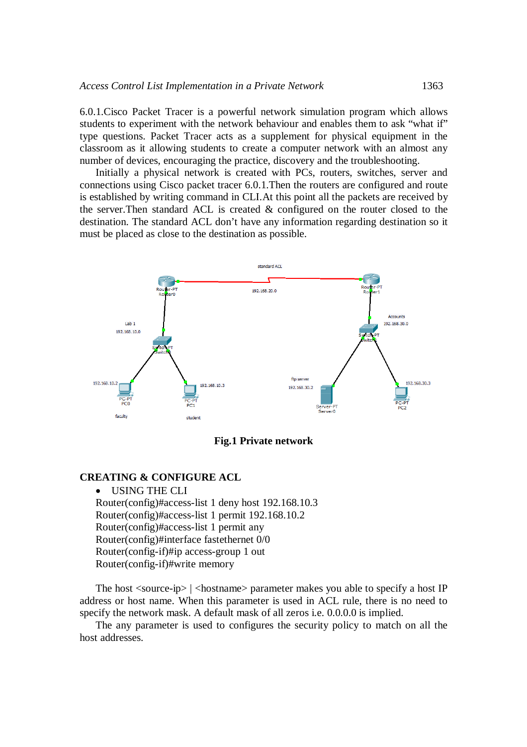6.0.1.Cisco Packet Tracer is a powerful network simulation program which allows students to experiment with the network behaviour and enables them to ask "what if" type questions. Packet Tracer acts as a supplement for physical equipment in the classroom as it allowing students to create a computer network with an almost any number of devices, encouraging the practice, discovery and the troubleshooting.

Initially a physical network is created with PCs, routers, switches, server and connections using Cisco packet tracer 6.0.1.Then the routers are configured and route is established by writing command in CLI.At this point all the packets are received by the server.Then standard ACL is created & configured on the router closed to the destination. The standard ACL don't have any information regarding destination so it must be placed as close to the destination as possible.

**Fig.1 Private network**

## CREATING & CONFIGURE ACL

- USING THE CLI

```
Router(config)#access-list 1 deny host 192.168.10.3
Router(config)#access-list 1 permit 192.168.10.2
Router(config)#access-list 1 permit any
Router(config)#interface fastethernet 0/0
Router(config-if)#ip access-group 1 out
Router(config-if)#write memory
```

The host <source-ip> | <hostname> parameter makes you able to specify a host IP address or host name. When this parameter is used in ACL rule, there is no need to specify the network mask. A default mask of all zeros i.e. 0.0.0.0 is implied.

The any parameter is used to configures the security policy to match on all the host addresses.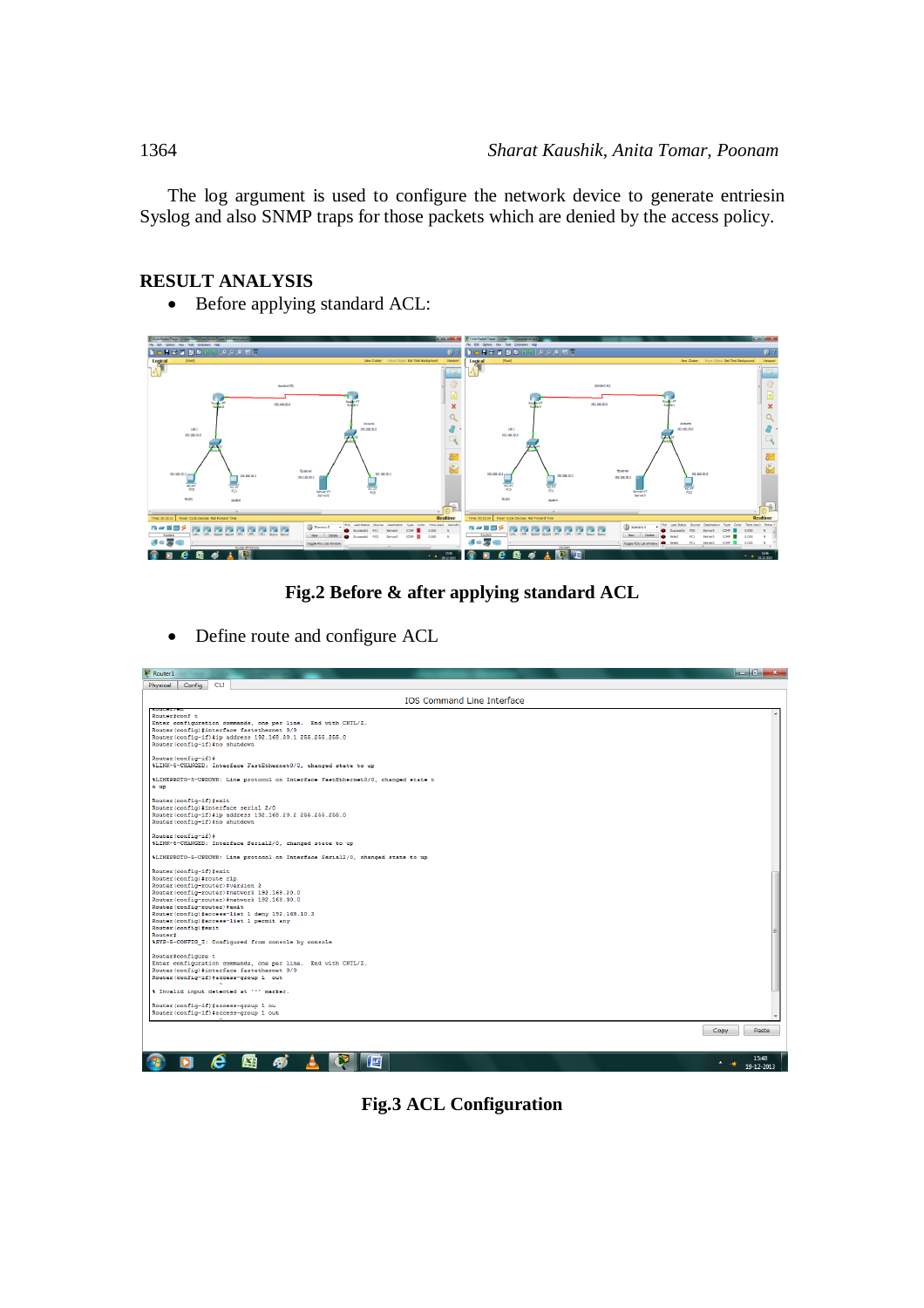The log argument is used to configure the network device to generate entriesin Syslog and also SNMP traps for those packets which are denied by the access policy.

## RESULT ANALYSIS

- Before applying standard ACL:

**Fig.2 Before & after applying standard ACL**

- Define route and configure ACL

**Fig.3 ACL Configuration**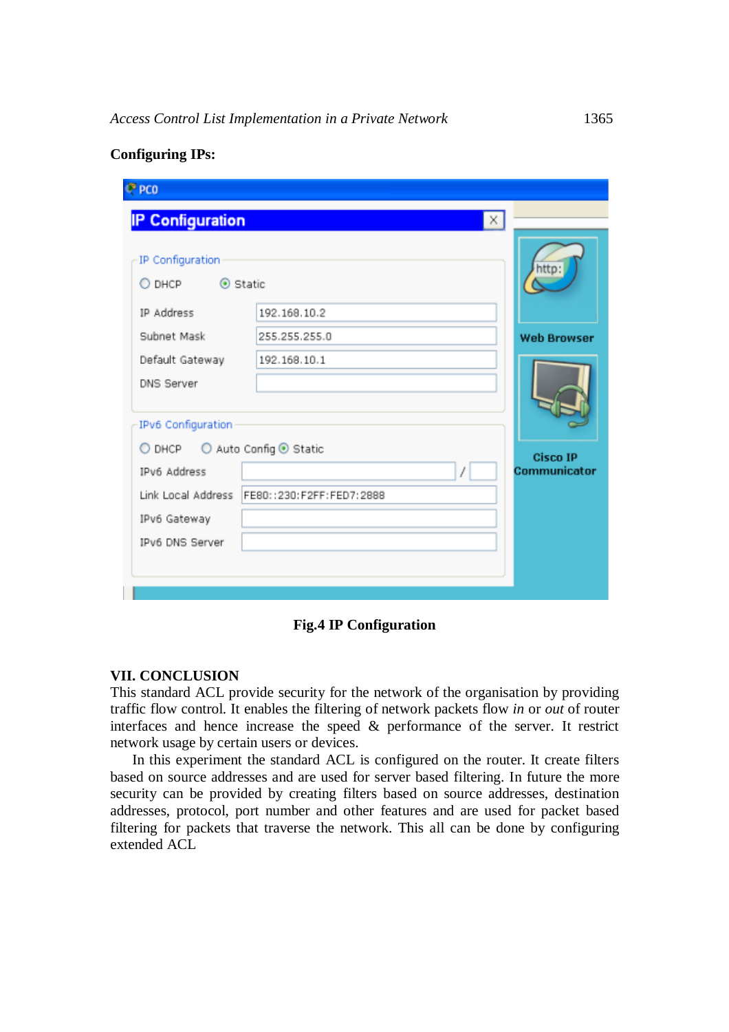**Configuring IPs:**

**Fig.4 IP Configuration**

## VII. CONCLUSION

This standard ACL provide security for the network of the organisation by providing traffic flow control. It enables the filtering of network packets flow *in* or *out* of router interfaces and hence increase the speed & performance of the server. It restrict network usage by certain users or devices.

In this experiment the standard ACL is configured on the router. It create filters based on source addresses and are used for server based filtering. In future the more security can be provided by creating filters based on source addresses, destination addresses, protocol, port number and other features and are used for packet based filtering for packets that traverse the network. This all can be done by configuring extended ACL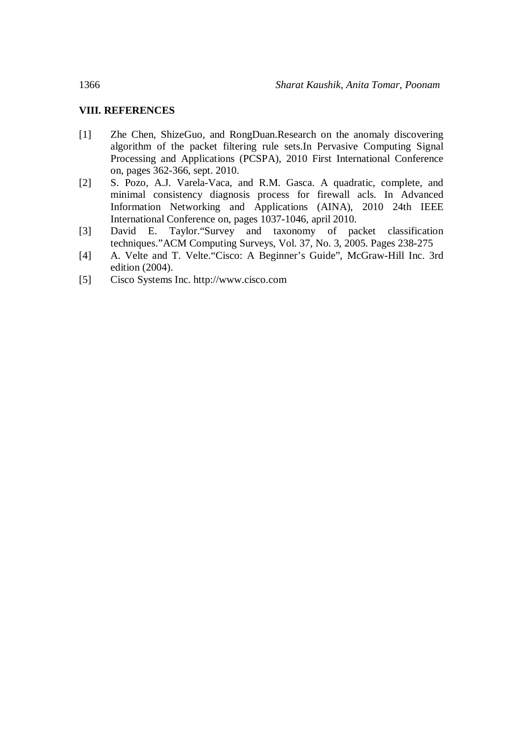## VIII. REFERENCES

[1] Zhe Chen, ShizeGuo, and RongDuan.Research on the anomaly discovering algorithm of the packet filtering rule sets.In Pervasive Computing Signal Processing and Applications (PCSPA), 2010 First International Conference on, pages 362-366, sept. 2010.

[2] S. Pozo, A.J. Varela-Vaca, and R.M. Gasca. A quadratic, complete, and minimal consistency diagnosis process for firewall acls. In Advanced Information Networking and Applications (AINA), 2010 24th IEEE International Conference on, pages 1037-1046, april 2010.

[3] David E. Taylor."Survey and taxonomy of packet classification techniques."ACM Computing Surveys, Vol. 37, No. 3, 2005. Pages 238-275

[4] A. Velte and T. Velte."Cisco: A Beginner's Guide", McGraw-Hill Inc. 3rd edition (2004).

[5] Cisco Systems Inc. http://www.cisco.com